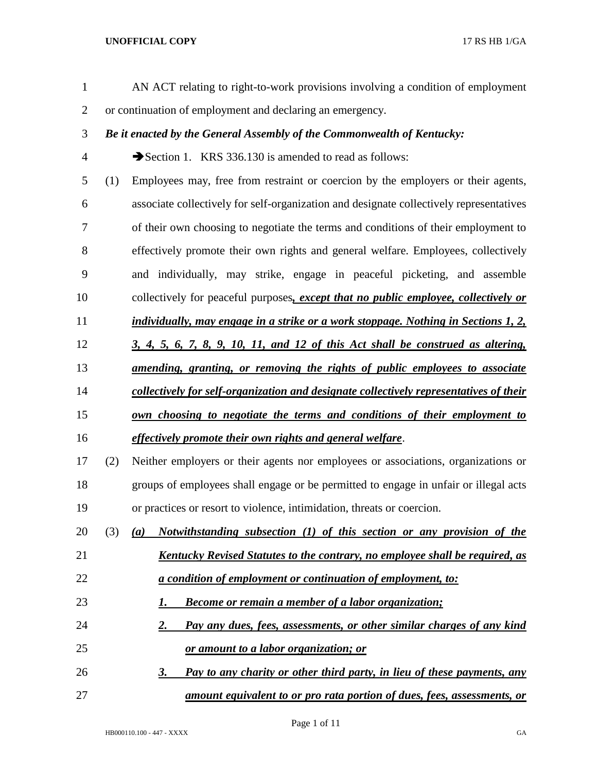AN ACT relating to right-to-work provisions involving a condition of employment or continuation of employment and declaring an emergency.

***Be it enacted by the General Assembly of the Commonwealth of Kentucky:***

➔Section 1. KRS 336.130 is amended to read as follows:

(1) Employees may, free from restraint or coercion by the employers or their agents, associate collectively for self-organization and designate collectively representatives of their own choosing to negotiate the terms and conditions of their employment to effectively promote their own rights and general welfare. Employees, collectively and individually, may strike, engage in peaceful picketing, and assemble collectively for peaceful purposes***, except that no public employee, collectively or individually, may engage in a strike or a work stoppage. Nothing in Sections 1, 2, 3, 4, 5, 6, 7, 8, 9, 10, 11, and 12 of this Act shall be construed as altering, amending, granting, or removing the rights of public employees to associate collectively for self-organization and designate collectively representatives of their own choosing to negotiate the terms and conditions of their employment to effectively promote their own rights and general welfare***.

(2) Neither employers or their agents nor employees or associations, organizations or groups of employees shall engage or be permitted to engage in unfair or illegal acts or practices or resort to violence, intimidation, threats or coercion.

(3) ***(a) Notwithstanding subsection (1) of this section or any provision of the Kentucky Revised Statutes to the contrary, no employee shall be required, as a condition of employment or continuation of employment, to:***

***1. Become or remain a member of a labor organization;***

***2. Pay any dues, fees, assessments, or other similar charges of any kind or amount to a labor organization; or***

***3. Pay to any charity or other third party, in lieu of these payments, any amount equivalent to or pro rata portion of dues, fees, assessments, or***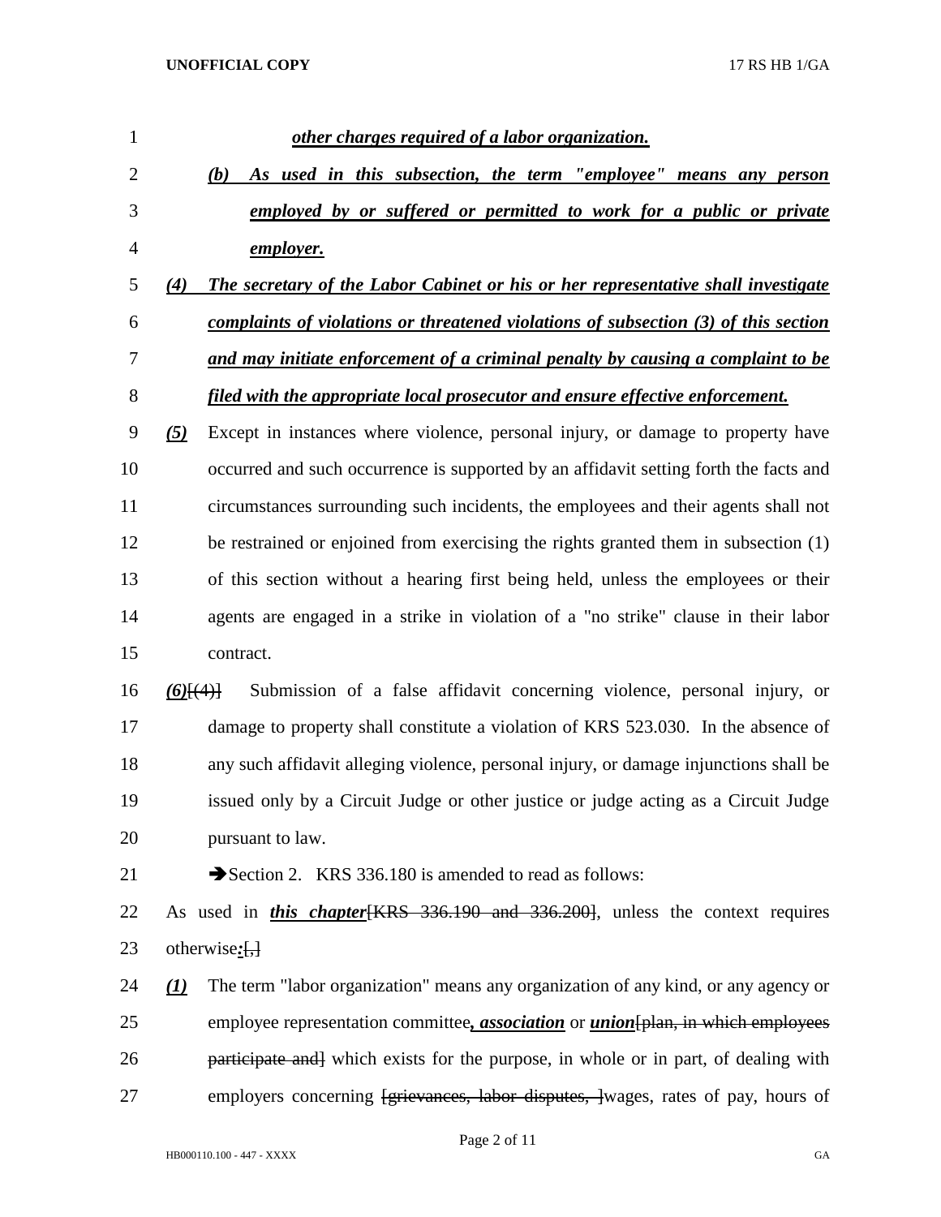***other charges required of a labor organization.***

***(b) As used in this subsection, the term "employee" means any person employed by or suffered or permitted to work for a public or private employer.***

***(4) The secretary of the Labor Cabinet or his or her representative shall investigate complaints of violations or threatened violations of subsection (3) of this section and may initiate enforcement of a criminal penalty by causing a complaint to be filed with the appropriate local prosecutor and ensure effective enforcement.***

***(5)*** Except in instances where violence, personal injury, or damage to property have occurred and such occurrence is supported by an affidavit setting forth the facts and circumstances surrounding such incidents, the employees and their agents shall not be restrained or enjoined from exercising the rights granted them in subsection (1) of this section without a hearing first being held, unless the employees or their agents are engaged in a strike in violation of a "no strike" clause in their labor contract.

***(6)***~~[(4)]~~ Submission of a false affidavit concerning violence, personal injury, or damage to property shall constitute a violation of KRS 523.030. In the absence of any such affidavit alleging violence, personal injury, or damage injunctions shall be issued only by a Circuit Judge or other justice or judge acting as a Circuit Judge pursuant to law.

➔Section 2. KRS 336.180 is amended to read as follows:

As used in ***this chapter***~~[KRS 336.190 and 336.200]~~, unless the context requires otherwise***:***~~[,]~~

***(1)*** The term "labor organization" means any organization of any kind, or any agency or employee representation committee***, association*** or ***union***~~[plan, in which employees participate and]~~ which exists for the purpose, in whole or in part, of dealing with employers concerning ~~[grievances, labor disputes, ]~~wages, rates of pay, hours of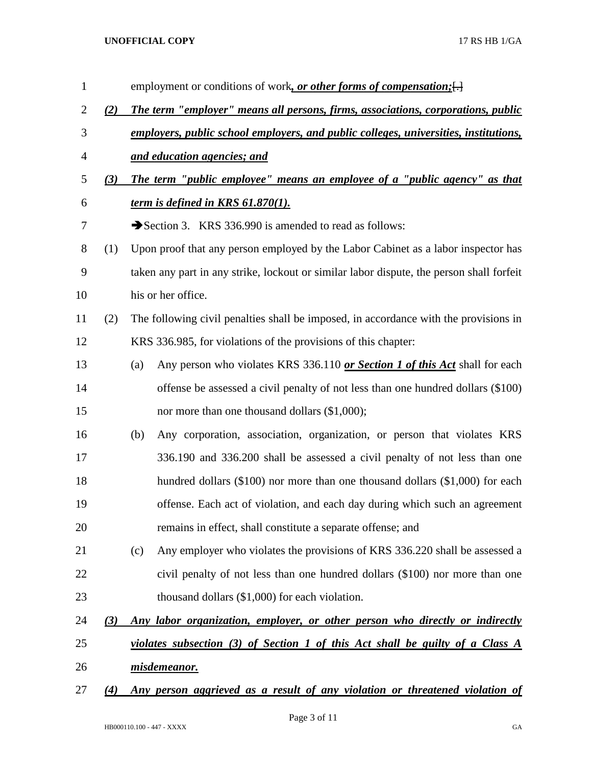employment or conditions of work*, or other forms of compensation;*[.]

*(2) The term "employer" means all persons, firms, associations, corporations, public employers, public school employers, and public colleges, universities, institutions, and education agencies; and*

*(3) The term "public employee" means an employee of a "public agency" as that term is defined in KRS 61.870(1).*

➔Section 3. KRS 336.990 is amended to read as follows:

(1) Upon proof that any person employed by the Labor Cabinet as a labor inspector has taken any part in any strike, lockout or similar labor dispute, the person shall forfeit his or her office.

(2) The following civil penalties shall be imposed, in accordance with the provisions in KRS 336.985, for violations of the provisions of this chapter:

(a) Any person who violates KRS 336.110 ***or Section 1 of this Act*** shall for each offense be assessed a civil penalty of not less than one hundred dollars ($100) nor more than one thousand dollars ($1,000);

(b) Any corporation, association, organization, or person that violates KRS 336.190 and 336.200 shall be assessed a civil penalty of not less than one hundred dollars ($100) nor more than one thousand dollars ($1,000) for each offense. Each act of violation, and each day during which such an agreement remains in effect, shall constitute a separate offense; and

(c) Any employer who violates the provisions of KRS 336.220 shall be assessed a civil penalty of not less than one hundred dollars ($100) nor more than one thousand dollars ($1,000) for each violation.

*(3) Any labor organization, employer, or other person who directly or indirectly violates subsection (3) of Section 1 of this Act shall be guilty of a Class A misdemeanor.*

*(4) Any person aggrieved as a result of any violation or threatened violation of*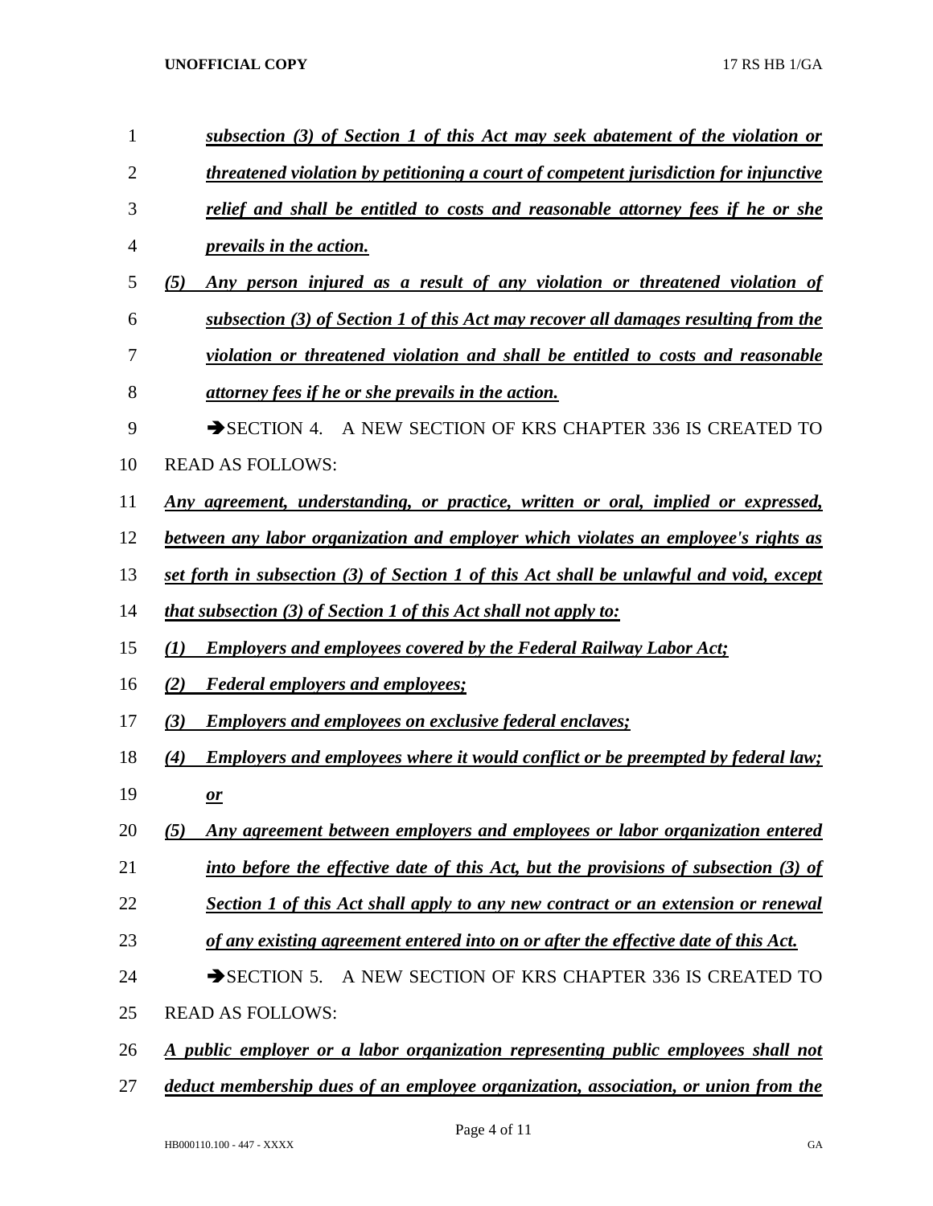***subsection (3) of Section 1 of this Act may seek abatement of the violation or threatened violation by petitioning a court of competent jurisdiction for injunctive relief and shall be entitled to costs and reasonable attorney fees if he or she prevails in the action.***

***(5) Any person injured as a result of any violation or threatened violation of subsection (3) of Section 1 of this Act may recover all damages resulting from the violation or threatened violation and shall be entitled to costs and reasonable attorney fees if he or she prevails in the action.***

➔SECTION 4. A NEW SECTION OF KRS CHAPTER 336 IS CREATED TO READ AS FOLLOWS:

***Any agreement, understanding, or practice, written or oral, implied or expressed, between any labor organization and employer which violates an employee's rights as set forth in subsection (3) of Section 1 of this Act shall be unlawful and void, except that subsection (3) of Section 1 of this Act shall not apply to:***

***(1) Employers and employees covered by the Federal Railway Labor Act;***

***(2) Federal employers and employees;***

***(3) Employers and employees on exclusive federal enclaves;***

***(4) Employers and employees where it would conflict or be preempted by federal law; or***

***(5) Any agreement between employers and employees or labor organization entered into before the effective date of this Act, but the provisions of subsection (3) of Section 1 of this Act shall apply to any new contract or an extension or renewal of any existing agreement entered into on or after the effective date of this Act.***

➔SECTION 5. A NEW SECTION OF KRS CHAPTER 336 IS CREATED TO READ AS FOLLOWS:

***A public employer or a labor organization representing public employees shall not deduct membership dues of an employee organization, association, or union from the***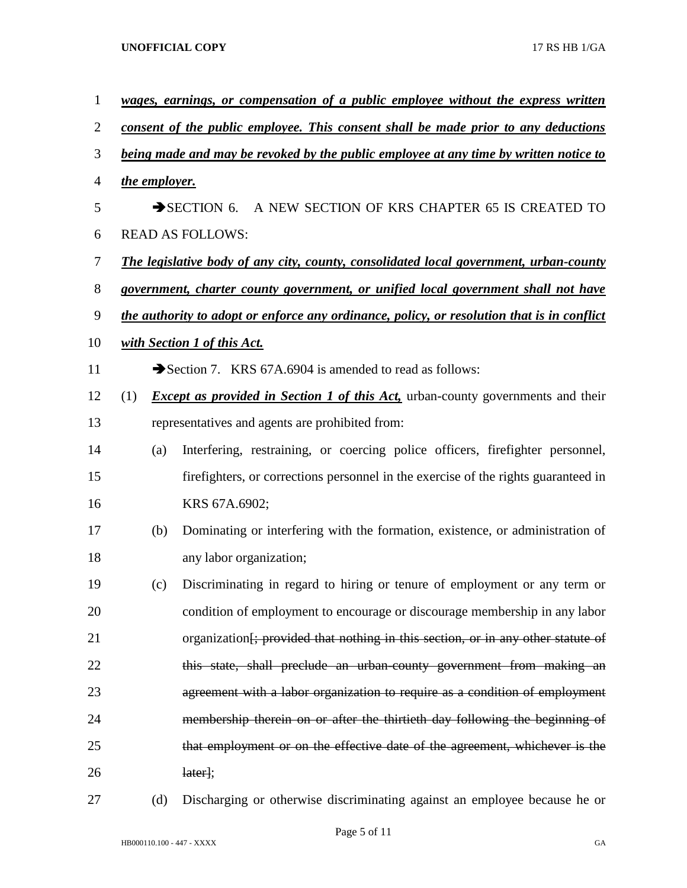***wages, earnings, or compensation of a public employee without the express written consent of the public employee. This consent shall be made prior to any deductions being made and may be revoked by the public employee at any time by written notice to the employer.***

➔SECTION 6. A NEW SECTION OF KRS CHAPTER 65 IS CREATED TO READ AS FOLLOWS:

***The legislative body of any city, county, consolidated local government, urban-county government, charter county government, or unified local government shall not have the authority to adopt or enforce any ordinance, policy, or resolution that is in conflict with Section 1 of this Act.***

➔Section 7. KRS 67A.6904 is amended to read as follows:

(1) ***Except as provided in Section 1 of this Act,*** urban-county governments and their representatives and agents are prohibited from:

(a) Interfering, restraining, or coercing police officers, firefighter personnel, firefighters, or corrections personnel in the exercise of the rights guaranteed in KRS 67A.6902;

(b) Dominating or interfering with the formation, existence, or administration of any labor organization;

(c) Discriminating in regard to hiring or tenure of employment or any term or condition of employment to encourage or discourage membership in any labor organization[~~; provided that nothing in this section, or in any other statute of this state, shall preclude an urban-county government from making an agreement with a labor organization to require as a condition of employment membership therein on or after the thirtieth day following the beginning of that employment or on the effective date of the agreement, whichever is the later~~];

(d) Discharging or otherwise discriminating against an employee because he or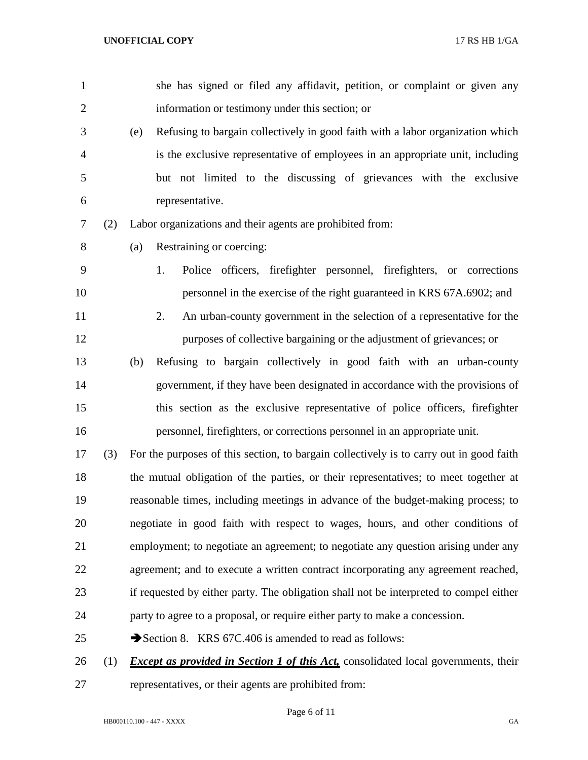she has signed or filed any affidavit, petition, or complaint or given any information or testimony under this section; or

(e) Refusing to bargain collectively in good faith with a labor organization which is the exclusive representative of employees in an appropriate unit, including but not limited to the discussing of grievances with the exclusive representative.

(2) Labor organizations and their agents are prohibited from:

(a) Restraining or coercing:

1. Police officers, firefighter personnel, firefighters, or corrections personnel in the exercise of the right guaranteed in KRS 67A.6902; and

2. An urban-county government in the selection of a representative for the purposes of collective bargaining or the adjustment of grievances; or

(b) Refusing to bargain collectively in good faith with an urban-county government, if they have been designated in accordance with the provisions of this section as the exclusive representative of police officers, firefighter personnel, firefighters, or corrections personnel in an appropriate unit.

(3) For the purposes of this section, to bargain collectively is to carry out in good faith the mutual obligation of the parties, or their representatives; to meet together at reasonable times, including meetings in advance of the budget-making process; to negotiate in good faith with respect to wages, hours, and other conditions of employment; to negotiate an agreement; to negotiate any question arising under any agreement; and to execute a written contract incorporating any agreement reached, if requested by either party. The obligation shall not be interpreted to compel either party to agree to a proposal, or require either party to make a concession.

➔Section 8. KRS 67C.406 is amended to read as follows:

(1) ***Except as provided in Section 1 of this Act,*** consolidated local governments, their representatives, or their agents are prohibited from: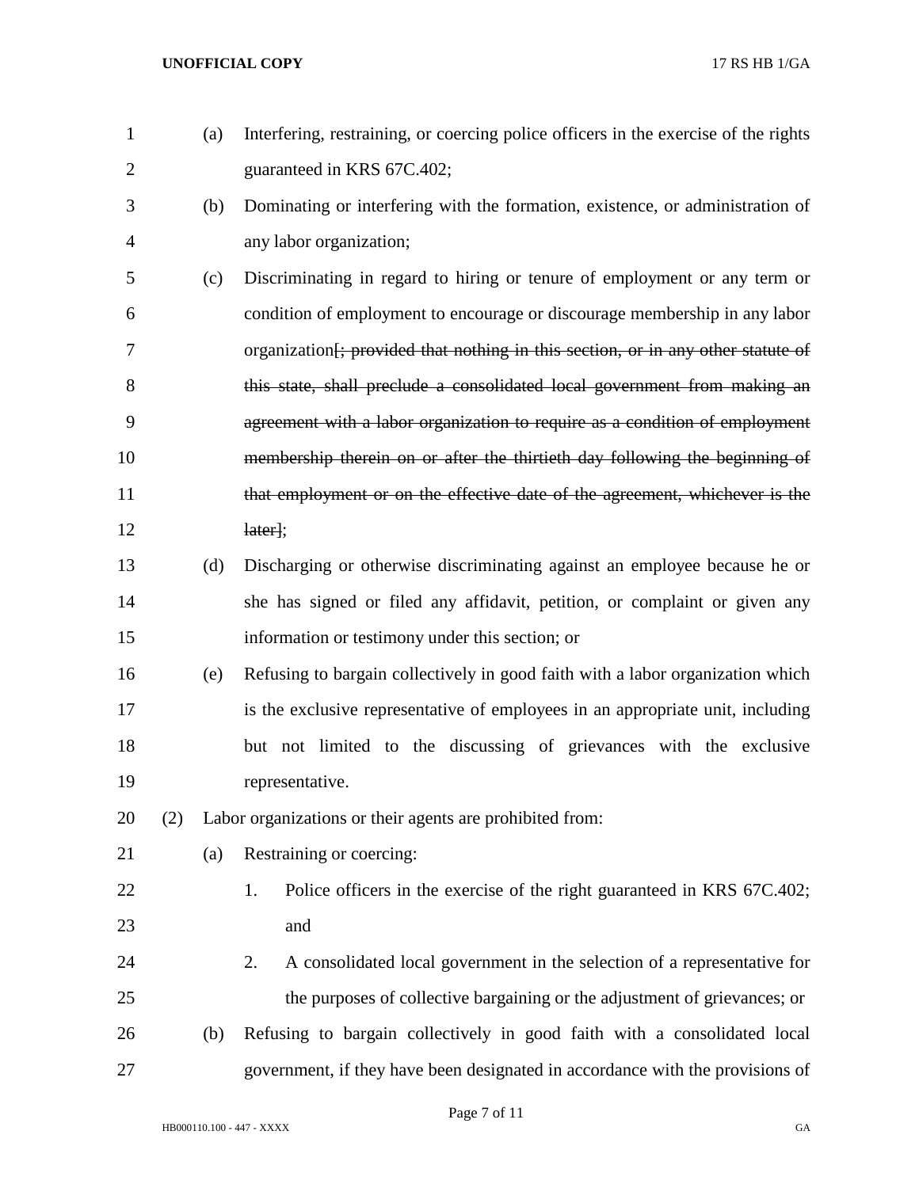(a) Interfering, restraining, or coercing police officers in the exercise of the rights guaranteed in KRS 67C.402;

(b) Dominating or interfering with the formation, existence, or administration of any labor organization;

(c) Discriminating in regard to hiring or tenure of employment or any term or condition of employment to encourage or discourage membership in any labor organization[~~; provided that nothing in this section, or in any other statute of this state, shall preclude a consolidated local government from making an agreement with a labor organization to require as a condition of employment membership therein on or after the thirtieth day following the beginning of that employment or on the effective date of the agreement, whichever is the later~~];

(d) Discharging or otherwise discriminating against an employee because he or she has signed or filed any affidavit, petition, or complaint or given any information or testimony under this section; or

(e) Refusing to bargain collectively in good faith with a labor organization which is the exclusive representative of employees in an appropriate unit, including but not limited to the discussing of grievances with the exclusive representative.

(2) Labor organizations or their agents are prohibited from:

(a) Restraining or coercing:

1. Police officers in the exercise of the right guaranteed in KRS 67C.402; and

2. A consolidated local government in the selection of a representative for the purposes of collective bargaining or the adjustment of grievances; or

(b) Refusing to bargain collectively in good faith with a consolidated local government, if they have been designated in accordance with the provisions of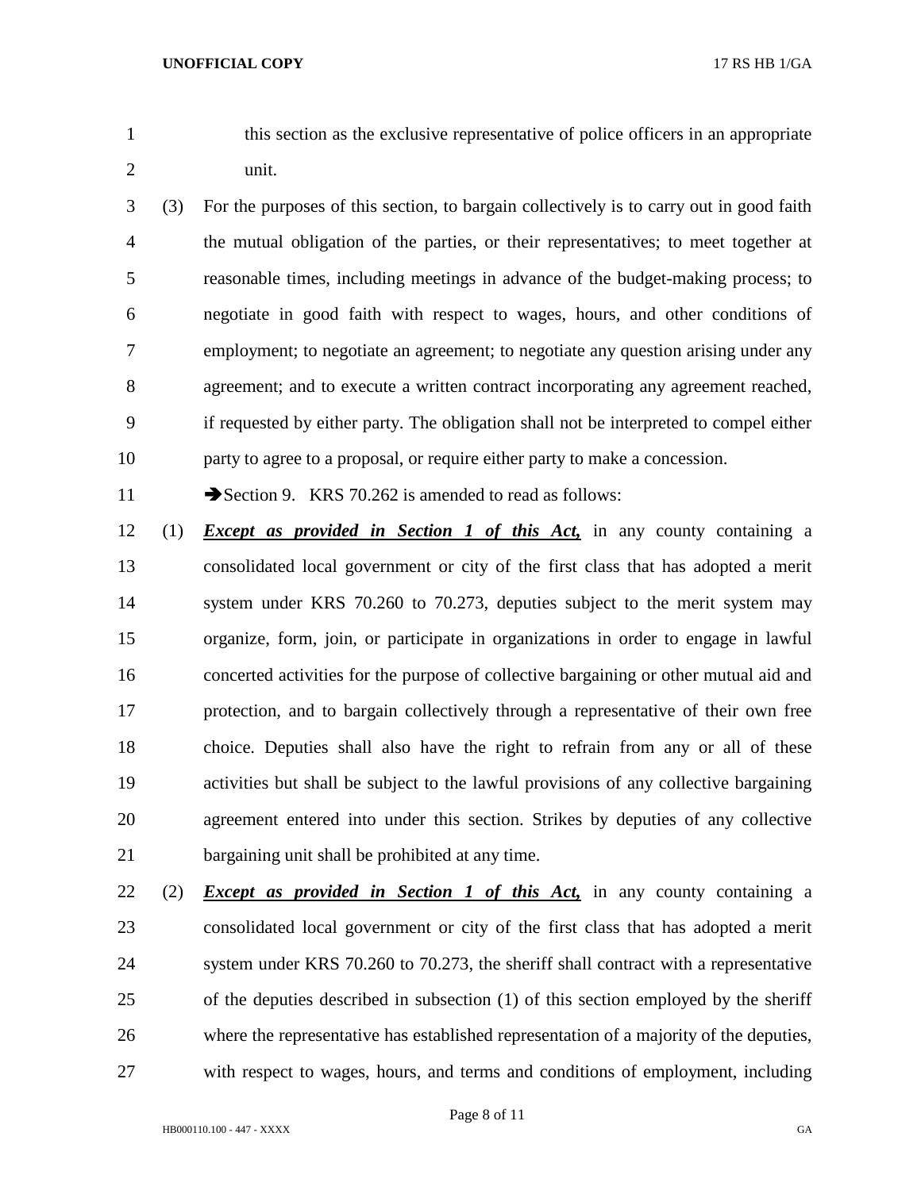this section as the exclusive representative of police officers in an appropriate unit.

(3) For the purposes of this section, to bargain collectively is to carry out in good faith the mutual obligation of the parties, or their representatives; to meet together at reasonable times, including meetings in advance of the budget-making process; to negotiate in good faith with respect to wages, hours, and other conditions of employment; to negotiate an agreement; to negotiate any question arising under any agreement; and to execute a written contract incorporating any agreement reached, if requested by either party. The obligation shall not be interpreted to compel either party to agree to a proposal, or require either party to make a concession.

➔Section 9. KRS 70.262 is amended to read as follows:

(1) ***Except as provided in Section 1 of this Act,*** in any county containing a consolidated local government or city of the first class that has adopted a merit system under KRS 70.260 to 70.273, deputies subject to the merit system may organize, form, join, or participate in organizations in order to engage in lawful concerted activities for the purpose of collective bargaining or other mutual aid and protection, and to bargain collectively through a representative of their own free choice. Deputies shall also have the right to refrain from any or all of these activities but shall be subject to the lawful provisions of any collective bargaining agreement entered into under this section. Strikes by deputies of any collective bargaining unit shall be prohibited at any time.

(2) ***Except as provided in Section 1 of this Act,*** in any county containing a consolidated local government or city of the first class that has adopted a merit system under KRS 70.260 to 70.273, the sheriff shall contract with a representative of the deputies described in subsection (1) of this section employed by the sheriff where the representative has established representation of a majority of the deputies, with respect to wages, hours, and terms and conditions of employment, including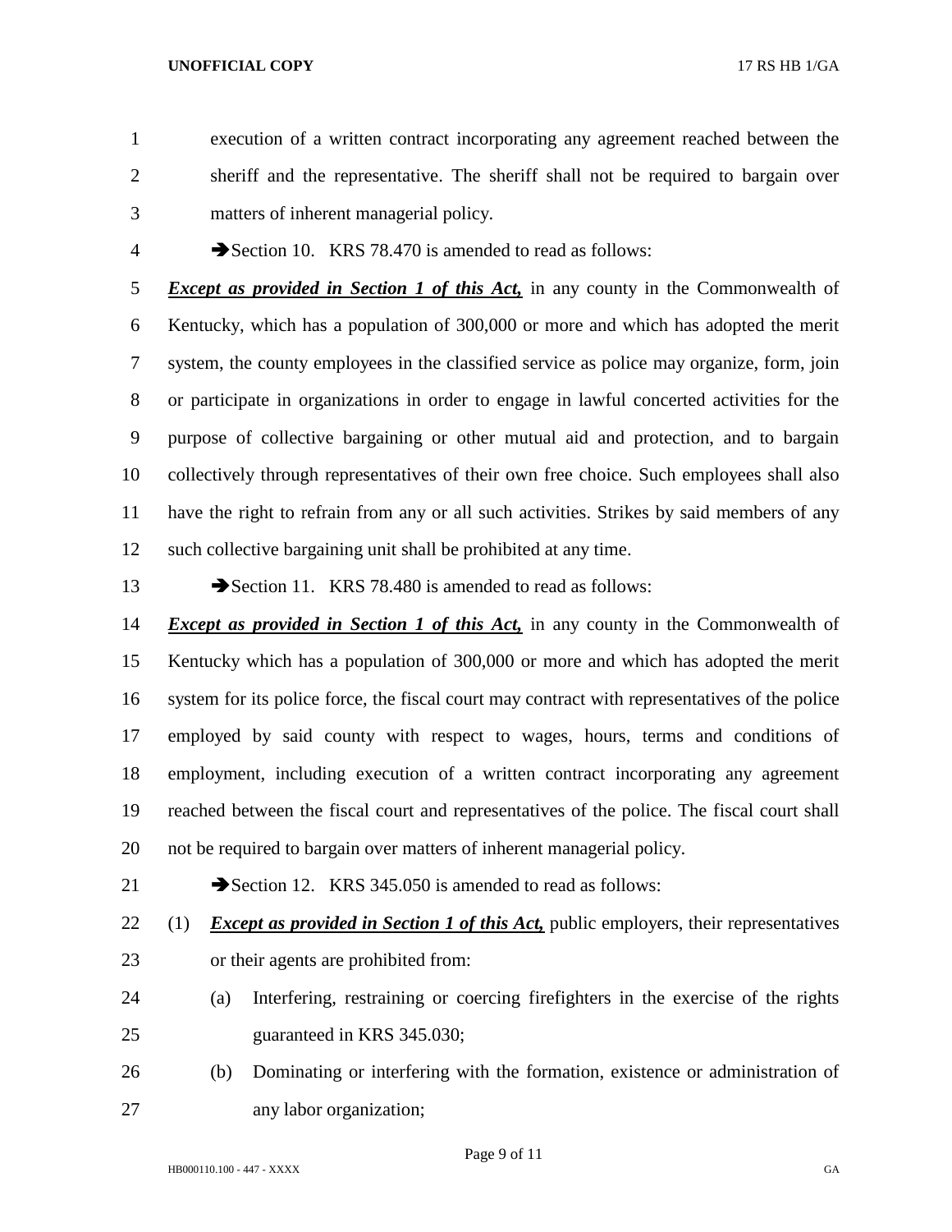execution of a written contract incorporating any agreement reached between the sheriff and the representative. The sheriff shall not be required to bargain over matters of inherent managerial policy.

➔Section 10. KRS 78.470 is amended to read as follows:

***Except as provided in Section 1 of this Act,*** in any county in the Commonwealth of Kentucky, which has a population of 300,000 or more and which has adopted the merit system, the county employees in the classified service as police may organize, form, join or participate in organizations in order to engage in lawful concerted activities for the purpose of collective bargaining or other mutual aid and protection, and to bargain collectively through representatives of their own free choice. Such employees shall also have the right to refrain from any or all such activities. Strikes by said members of any such collective bargaining unit shall be prohibited at any time.

➔Section 11. KRS 78.480 is amended to read as follows:

***Except as provided in Section 1 of this Act,*** in any county in the Commonwealth of Kentucky which has a population of 300,000 or more and which has adopted the merit system for its police force, the fiscal court may contract with representatives of the police employed by said county with respect to wages, hours, terms and conditions of employment, including execution of a written contract incorporating any agreement reached between the fiscal court and representatives of the police. The fiscal court shall not be required to bargain over matters of inherent managerial policy.

➔Section 12. KRS 345.050 is amended to read as follows:

(1) ***Except as provided in Section 1 of this Act,*** public employers, their representatives or their agents are prohibited from:

   (a) Interfering, restraining or coercing firefighters in the exercise of the rights guaranteed in KRS 345.030;

   (b) Dominating or interfering with the formation, existence or administration of any labor organization;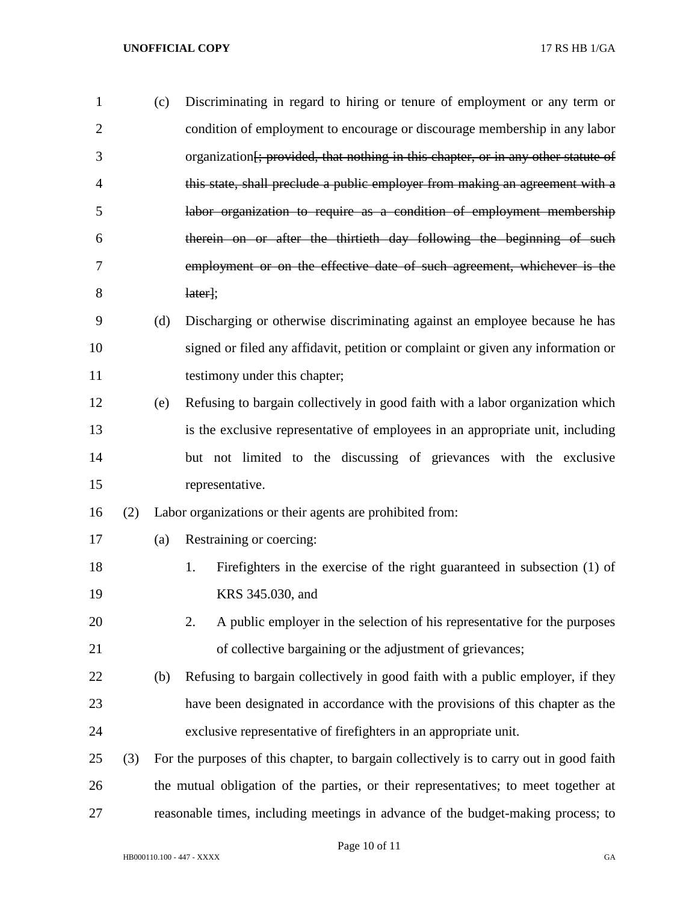(c) Discriminating in regard to hiring or tenure of employment or any term or condition of employment to encourage or discourage membership in any labor organization[~~; provided, that nothing in this chapter, or in any other statute of this state, shall preclude a public employer from making an agreement with a labor organization to require as a condition of employment membership therein on or after the thirtieth day following the beginning of such employment or on the effective date of such agreement, whichever is the later~~];

(d) Discharging or otherwise discriminating against an employee because he has signed or filed any affidavit, petition or complaint or given any information or testimony under this chapter;

(e) Refusing to bargain collectively in good faith with a labor organization which is the exclusive representative of employees in an appropriate unit, including but not limited to the discussing of grievances with the exclusive representative.

(2) Labor organizations or their agents are prohibited from:

(a) Restraining or coercing:

1. Firefighters in the exercise of the right guaranteed in subsection (1) of KRS 345.030, and

2. A public employer in the selection of his representative for the purposes of collective bargaining or the adjustment of grievances;

(b) Refusing to bargain collectively in good faith with a public employer, if they have been designated in accordance with the provisions of this chapter as the exclusive representative of firefighters in an appropriate unit.

(3) For the purposes of this chapter, to bargain collectively is to carry out in good faith the mutual obligation of the parties, or their representatives; to meet together at reasonable times, including meetings in advance of the budget-making process; to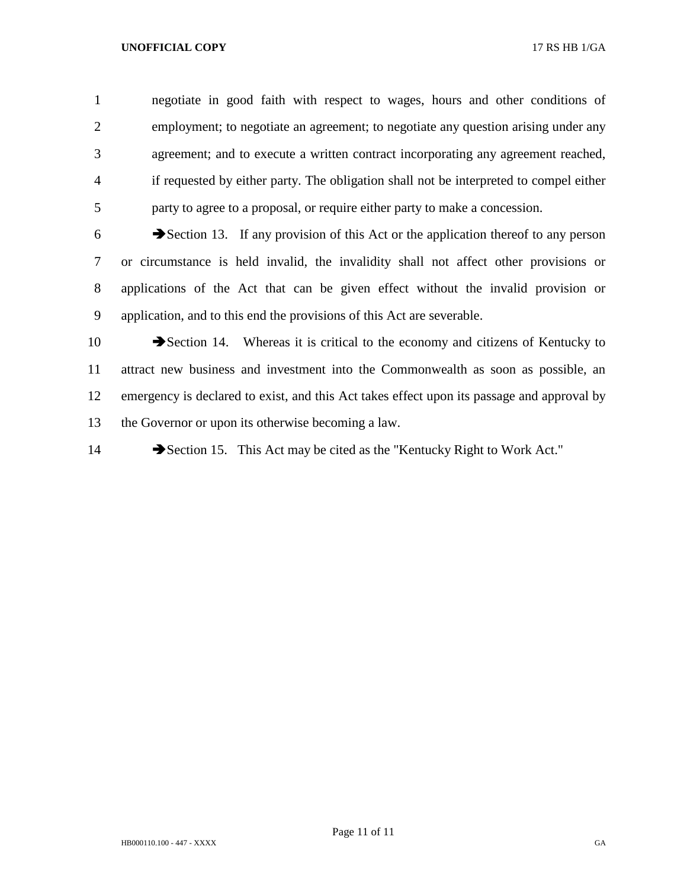negotiate in good faith with respect to wages, hours and other conditions of employment; to negotiate an agreement; to negotiate any question arising under any agreement; and to execute a written contract incorporating any agreement reached, if requested by either party. The obligation shall not be interpreted to compel either party to agree to a proposal, or require either party to make a concession.

➔Section 13. If any provision of this Act or the application thereof to any person or circumstance is held invalid, the invalidity shall not affect other provisions or applications of the Act that can be given effect without the invalid provision or application, and to this end the provisions of this Act are severable.

➔Section 14. Whereas it is critical to the economy and citizens of Kentucky to attract new business and investment into the Commonwealth as soon as possible, an emergency is declared to exist, and this Act takes effect upon its passage and approval by the Governor or upon its otherwise becoming a law.

➔Section 15. This Act may be cited as the "Kentucky Right to Work Act."